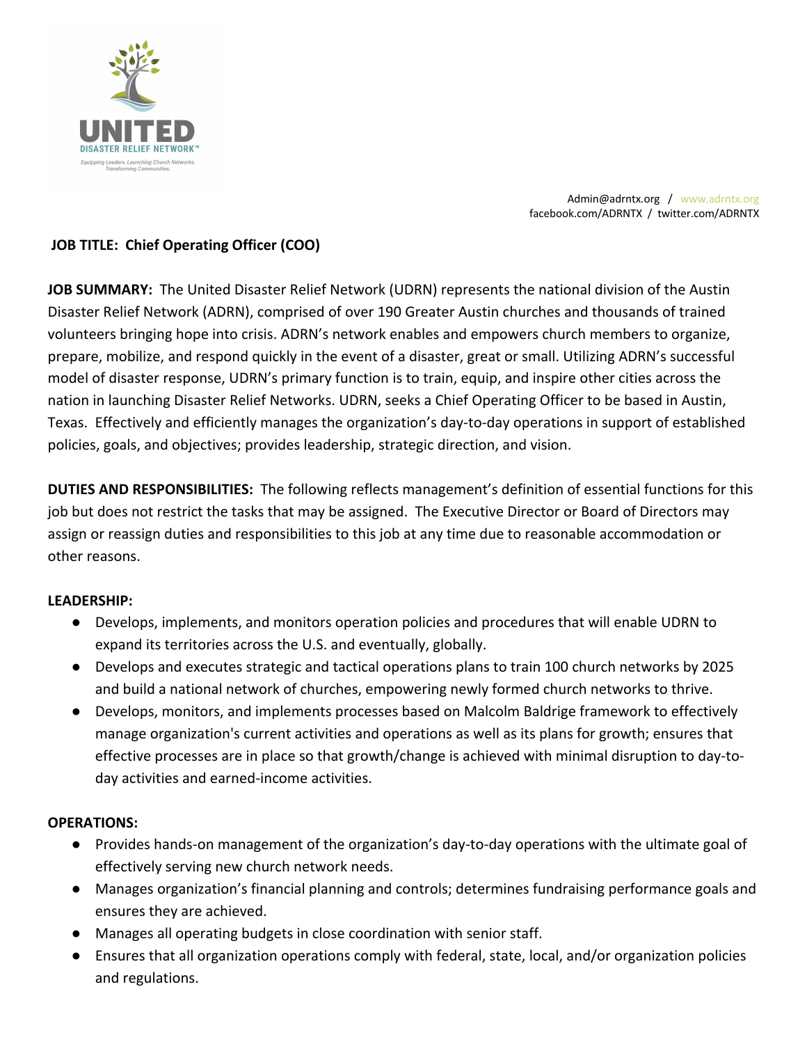UNITED
DISASTER RELIEF NETWORK™
*Equipping Leaders. Launching Church Networks. Transforming Communities.*

Admin@adrntx.org / www.adrntx.org
facebook.com/ADRNTX / twitter.com/ADRNTX

**JOB TITLE: Chief Operating Officer (COO)**

**JOB SUMMARY:** The United Disaster Relief Network (UDRN) represents the national division of the Austin Disaster Relief Network (ADRN), comprised of over 190 Greater Austin churches and thousands of trained volunteers bringing hope into crisis. ADRN's network enables and empowers church members to organize, prepare, mobilize, and respond quickly in the event of a disaster, great or small. Utilizing ADRN's successful model of disaster response, UDRN's primary function is to train, equip, and inspire other cities across the nation in launching Disaster Relief Networks. UDRN, seeks a Chief Operating Officer to be based in Austin, Texas. Effectively and efficiently manages the organization's day-to-day operations in support of established policies, goals, and objectives; provides leadership, strategic direction, and vision.

**DUTIES AND RESPONSIBILITIES:** The following reflects management's definition of essential functions for this job but does not restrict the tasks that may be assigned. The Executive Director or Board of Directors may assign or reassign duties and responsibilities to this job at any time due to reasonable accommodation or other reasons.

**LEADERSHIP:**

- Develops, implements, and monitors operation policies and procedures that will enable UDRN to expand its territories across the U.S. and eventually, globally.
- Develops and executes strategic and tactical operations plans to train 100 church networks by 2025 and build a national network of churches, empowering newly formed church networks to thrive.
- Develops, monitors, and implements processes based on Malcolm Baldrige framework to effectively manage organization's current activities and operations as well as its plans for growth; ensures that effective processes are in place so that growth/change is achieved with minimal disruption to day-to-day activities and earned-income activities.

**OPERATIONS:**

- Provides hands-on management of the organization's day-to-day operations with the ultimate goal of effectively serving new church network needs.
- Manages organization's financial planning and controls; determines fundraising performance goals and ensures they are achieved.
- Manages all operating budgets in close coordination with senior staff.
- Ensures that all organization operations comply with federal, state, local, and/or organization policies and regulations.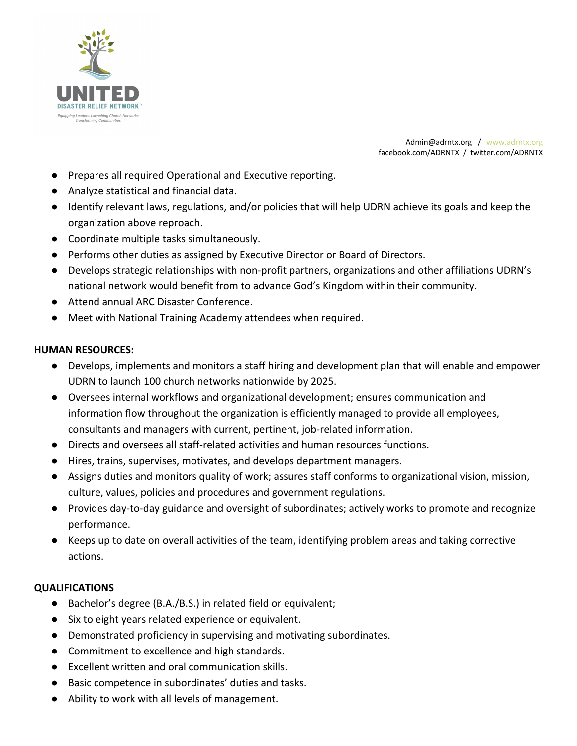- Prepares all required Operational and Executive reporting.
- Analyze statistical and financial data.
- Identify relevant laws, regulations, and/or policies that will help UDRN achieve its goals and keep the organization above reproach.
- Coordinate multiple tasks simultaneously.
- Performs other duties as assigned by Executive Director or Board of Directors.
- Develops strategic relationships with non-profit partners, organizations and other affiliations UDRN's national network would benefit from to advance God's Kingdom within their community.
- Attend annual ARC Disaster Conference.
- Meet with National Training Academy attendees when required.

**HUMAN RESOURCES:**

- Develops, implements and monitors a staff hiring and development plan that will enable and empower UDRN to launch 100 church networks nationwide by 2025.
- Oversees internal workflows and organizational development; ensures communication and information flow throughout the organization is efficiently managed to provide all employees, consultants and managers with current, pertinent, job-related information.
- Directs and oversees all staff-related activities and human resources functions.
- Hires, trains, supervises, motivates, and develops department managers.
- Assigns duties and monitors quality of work; assures staff conforms to organizational vision, mission, culture, values, policies and procedures and government regulations.
- Provides day-to-day guidance and oversight of subordinates; actively works to promote and recognize performance.
- Keeps up to date on overall activities of the team, identifying problem areas and taking corrective actions.

**QUALIFICATIONS**

- Bachelor's degree (B.A./B.S.) in related field or equivalent;
- Six to eight years related experience or equivalent.
- Demonstrated proficiency in supervising and motivating subordinates.
- Commitment to excellence and high standards.
- Excellent written and oral communication skills.
- Basic competence in subordinates' duties and tasks.
- Ability to work with all levels of management.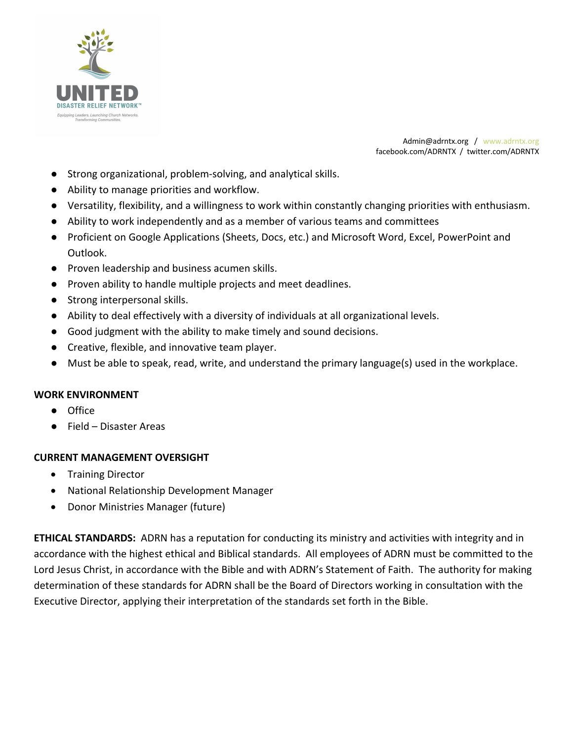Admin@adrntx.org / www.adrntx.org
facebook.com/ADRNTX / twitter.com/ADRNTX

- Strong organizational, problem-solving, and analytical skills.
- Ability to manage priorities and workflow.
- Versatility, flexibility, and a willingness to work within constantly changing priorities with enthusiasm.
- Ability to work independently and as a member of various teams and committees
- Proficient on Google Applications (Sheets, Docs, etc.) and Microsoft Word, Excel, PowerPoint and Outlook.
- Proven leadership and business acumen skills.
- Proven ability to handle multiple projects and meet deadlines.
- Strong interpersonal skills.
- Ability to deal effectively with a diversity of individuals at all organizational levels.
- Good judgment with the ability to make timely and sound decisions.
- Creative, flexible, and innovative team player.
- Must be able to speak, read, write, and understand the primary language(s) used in the workplace.

**WORK ENVIRONMENT**

- Office
- Field – Disaster Areas

**CURRENT MANAGEMENT OVERSIGHT**

- Training Director
- National Relationship Development Manager
- Donor Ministries Manager (future)

**ETHICAL STANDARDS:** ADRN has a reputation for conducting its ministry and activities with integrity and in accordance with the highest ethical and Biblical standards. All employees of ADRN must be committed to the Lord Jesus Christ, in accordance with the Bible and with ADRN's Statement of Faith. The authority for making determination of these standards for ADRN shall be the Board of Directors working in consultation with the Executive Director, applying their interpretation of the standards set forth in the Bible.